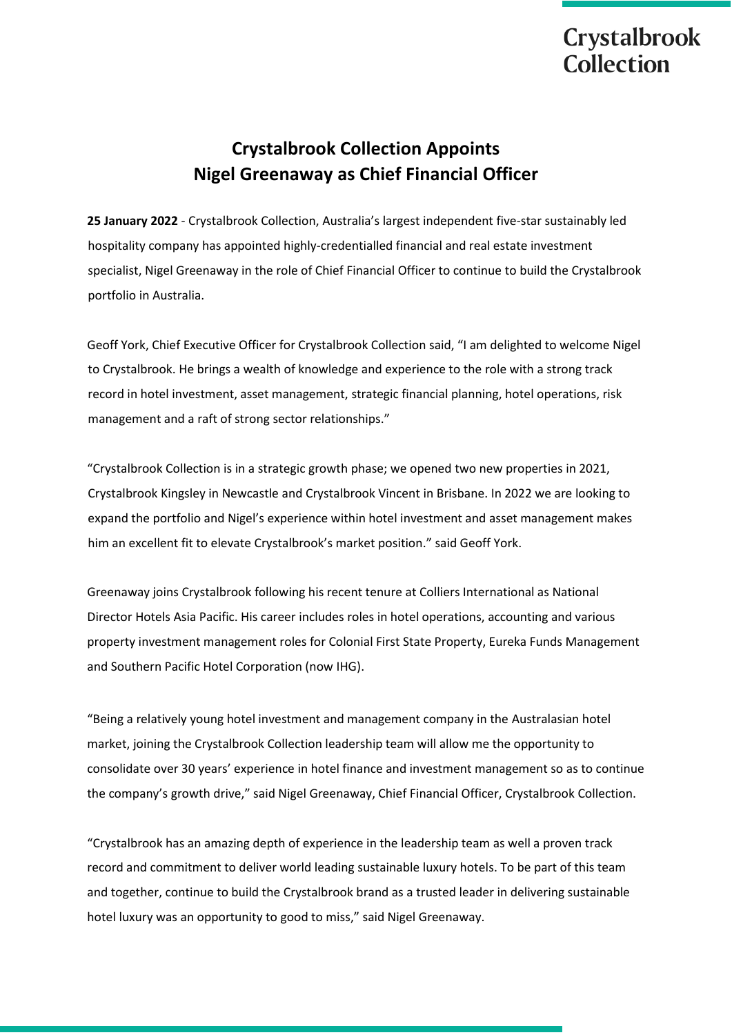Crystalbrook Collection

# Crystalbrook Collection Appoints Nigel Greenaway as Chief Financial Officer

**25 January 2022** - Crystalbrook Collection, Australia's largest independent five-star sustainably led hospitality company has appointed highly-credentialled financial and real estate investment specialist, Nigel Greenaway in the role of Chief Financial Officer to continue to build the Crystalbrook portfolio in Australia.

Geoff York, Chief Executive Officer for Crystalbrook Collection said, "I am delighted to welcome Nigel to Crystalbrook. He brings a wealth of knowledge and experience to the role with a strong track record in hotel investment, asset management, strategic financial planning, hotel operations, risk management and a raft of strong sector relationships."

"Crystalbrook Collection is in a strategic growth phase; we opened two new properties in 2021, Crystalbrook Kingsley in Newcastle and Crystalbrook Vincent in Brisbane. In 2022 we are looking to expand the portfolio and Nigel's experience within hotel investment and asset management makes him an excellent fit to elevate Crystalbrook's market position." said Geoff York.

Greenaway joins Crystalbrook following his recent tenure at Colliers International as National Director Hotels Asia Pacific. His career includes roles in hotel operations, accounting and various property investment management roles for Colonial First State Property, Eureka Funds Management and Southern Pacific Hotel Corporation (now IHG).

"Being a relatively young hotel investment and management company in the Australasian hotel market, joining the Crystalbrook Collection leadership team will allow me the opportunity to consolidate over 30 years' experience in hotel finance and investment management so as to continue the company's growth drive," said Nigel Greenaway, Chief Financial Officer, Crystalbrook Collection.

"Crystalbrook has an amazing depth of experience in the leadership team as well a proven track record and commitment to deliver world leading sustainable luxury hotels. To be part of this team and together, continue to build the Crystalbrook brand as a trusted leader in delivering sustainable hotel luxury was an opportunity to good to miss," said Nigel Greenaway.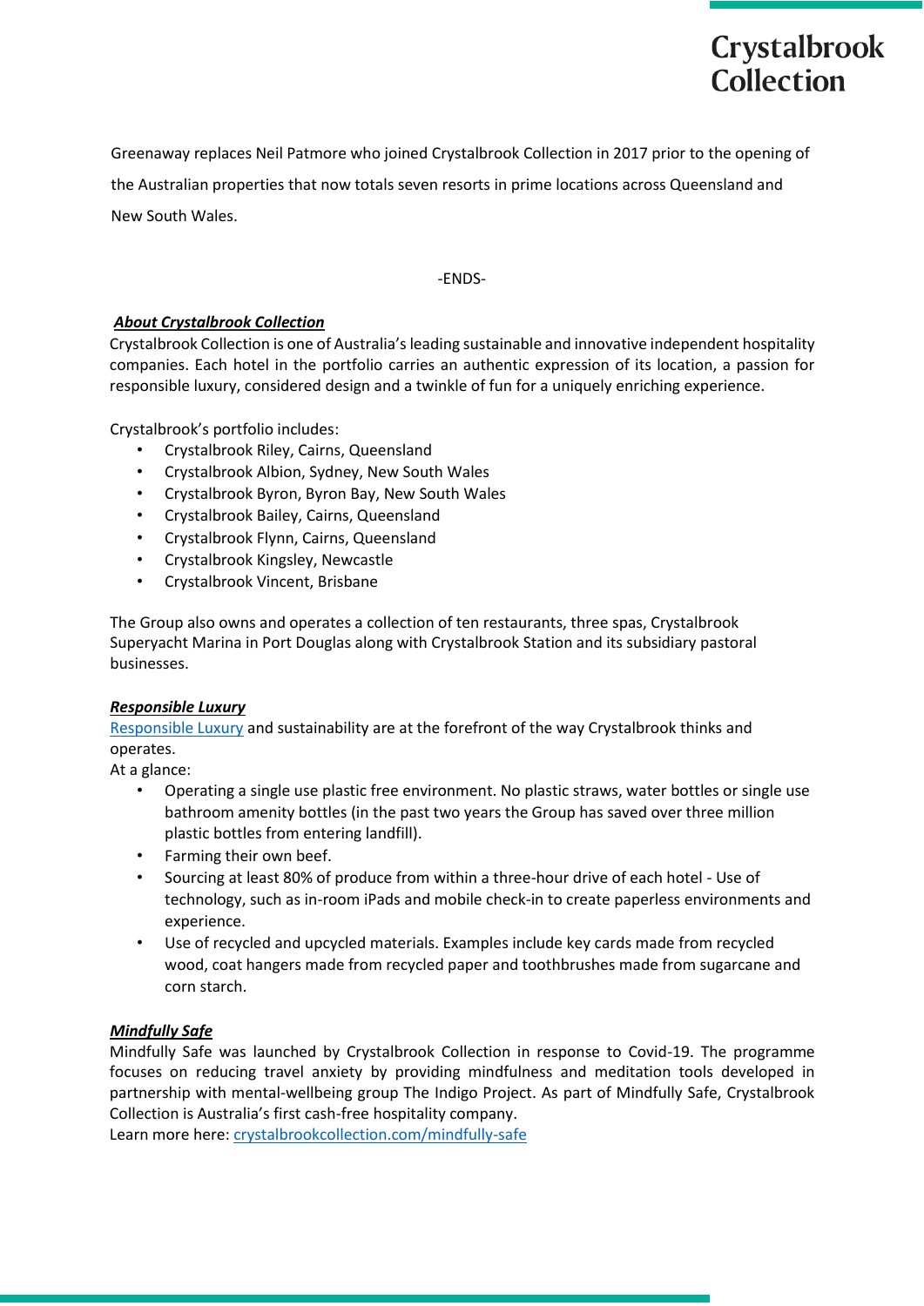Greenaway replaces Neil Patmore who joined Crystalbrook Collection in 2017 prior to the opening of the Australian properties that now totals seven resorts in prime locations across Queensland and New South Wales.

-ENDS-

***About Crystalbrook Collection***

Crystalbrook Collection is one of Australia's leading sustainable and innovative independent hospitality companies. Each hotel in the portfolio carries an authentic expression of its location, a passion for responsible luxury, considered design and a twinkle of fun for a uniquely enriching experience.

Crystalbrook's portfolio includes:

- Crystalbrook Riley, Cairns, Queensland
- Crystalbrook Albion, Sydney, New South Wales
- Crystalbrook Byron, Byron Bay, New South Wales
- Crystalbrook Bailey, Cairns, Queensland
- Crystalbrook Flynn, Cairns, Queensland
- Crystalbrook Kingsley, Newcastle
- Crystalbrook Vincent, Brisbane

The Group also owns and operates a collection of ten restaurants, three spas, Crystalbrook Superyacht Marina in Port Douglas along with Crystalbrook Station and its subsidiary pastoral businesses.

***Responsible Luxury***

Responsible Luxury and sustainability are at the forefront of the way Crystalbrook thinks and operates.

At a glance:

- Operating a single use plastic free environment. No plastic straws, water bottles or single use bathroom amenity bottles (in the past two years the Group has saved over three million plastic bottles from entering landfill).
- Farming their own beef.
- Sourcing at least 80% of produce from within a three-hour drive of each hotel - Use of technology, such as in-room iPads and mobile check-in to create paperless environments and experience.
- Use of recycled and upcycled materials. Examples include key cards made from recycled wood, coat hangers made from recycled paper and toothbrushes made from sugarcane and corn starch.

***Mindfully Safe***

Mindfully Safe was launched by Crystalbrook Collection in response to Covid-19. The programme focuses on reducing travel anxiety by providing mindfulness and meditation tools developed in partnership with mental-wellbeing group The Indigo Project. As part of Mindfully Safe, Crystalbrook Collection is Australia's first cash-free hospitality company.

Learn more here: crystalbrookcollection.com/mindfully-safe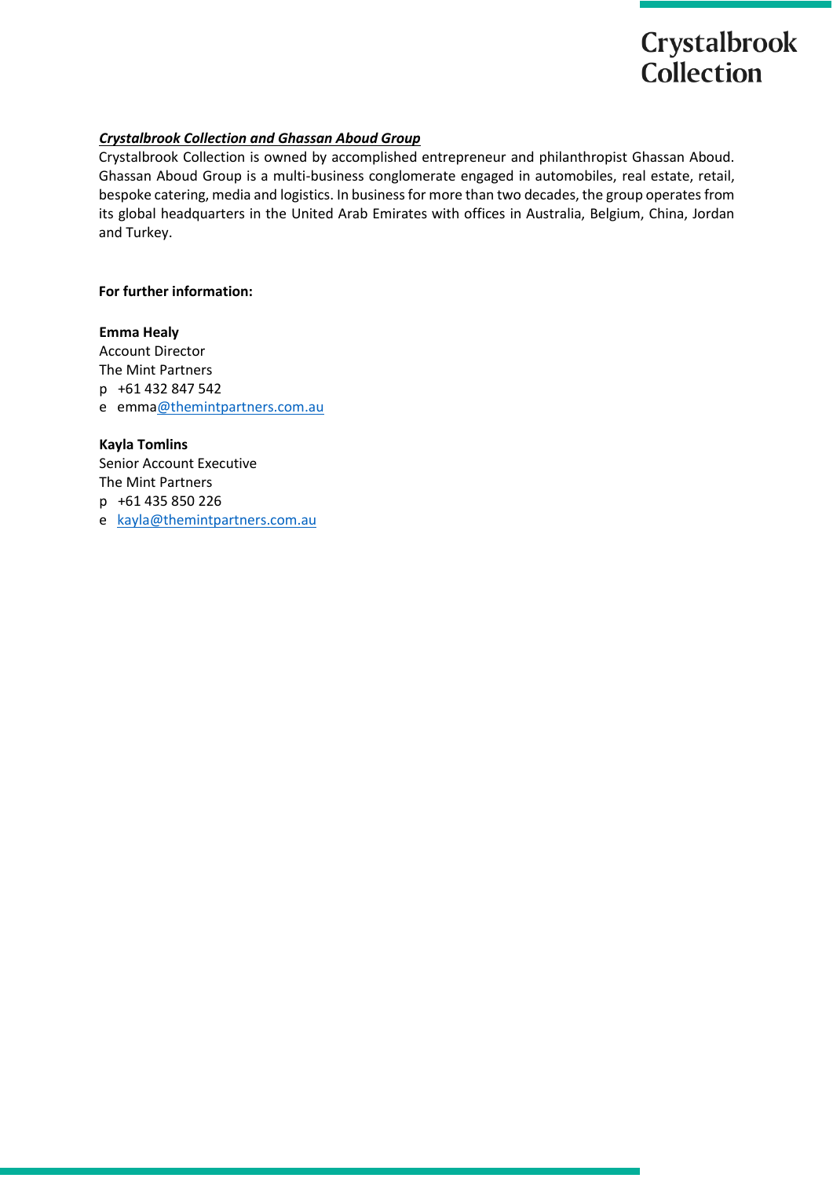***Crystalbrook Collection and Ghassan Aboud Group***

Crystalbrook Collection is owned by accomplished entrepreneur and philanthropist Ghassan Aboud. Ghassan Aboud Group is a multi-business conglomerate engaged in automobiles, real estate, retail, bespoke catering, media and logistics. In business for more than two decades, the group operates from its global headquarters in the United Arab Emirates with offices in Australia, Belgium, China, Jordan and Turkey.

**For further information:**

**Emma Healy**
Account Director
The Mint Partners
p +61 432 847 542
e emma@themintpartners.com.au

**Kayla Tomlins**
Senior Account Executive
The Mint Partners
p +61 435 850 226
e kayla@themintpartners.com.au